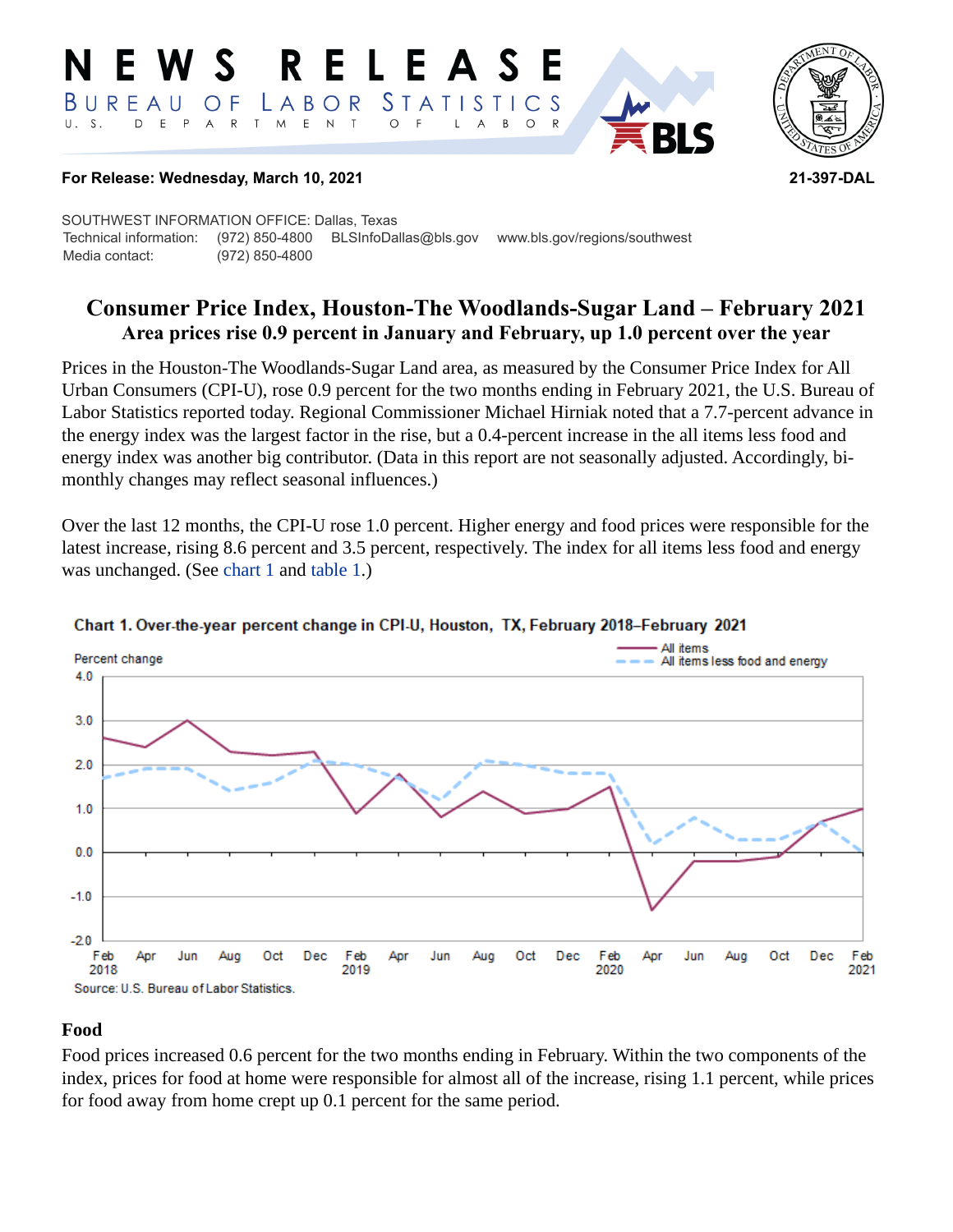# NEWS RELEASE

BUREAU OF LABOR STATISTICS
U. S. DEPARTMENT OF LABOR

**For Release: Wednesday, March 10, 2021** **21-397-DAL**

SOUTHWEST INFORMATION OFFICE: Dallas, Texas
Technical information: (972) 850-4800 BLSInfoDallas@bls.gov www.bls.gov/regions/southwest
Media contact: (972) 850-4800

## Consumer Price Index, Houston-The Woodlands-Sugar Land – February 2021

### Area prices rise 0.9 percent in January and February, up 1.0 percent over the year

Prices in the Houston-The Woodlands-Sugar Land area, as measured by the Consumer Price Index for All Urban Consumers (CPI-U), rose 0.9 percent for the two months ending in February 2021, the U.S. Bureau of Labor Statistics reported today. Regional Commissioner Michael Hirniak noted that a 7.7-percent advance in the energy index was the largest factor in the rise, but a 0.4-percent increase in the all items less food and energy index was another big contributor. (Data in this report are not seasonally adjusted. Accordingly, bi-monthly changes may reflect seasonal influences.)

Over the last 12 months, the CPI-U rose 1.0 percent. Higher energy and food prices were responsible for the latest increase, rising 8.6 percent and 3.5 percent, respectively. The index for all items less food and energy was unchanged. (See chart 1 and table 1.)

**Chart 1. Over-the-year percent change in CPI-U, Houston, TX, February 2018–February 2021**

Source: U.S. Bureau of Labor Statistics.

### Food

Food prices increased 0.6 percent for the two months ending in February. Within the two components of the index, prices for food at home were responsible for almost all of the increase, rising 1.1 percent, while prices for food away from home crept up 0.1 percent for the same period.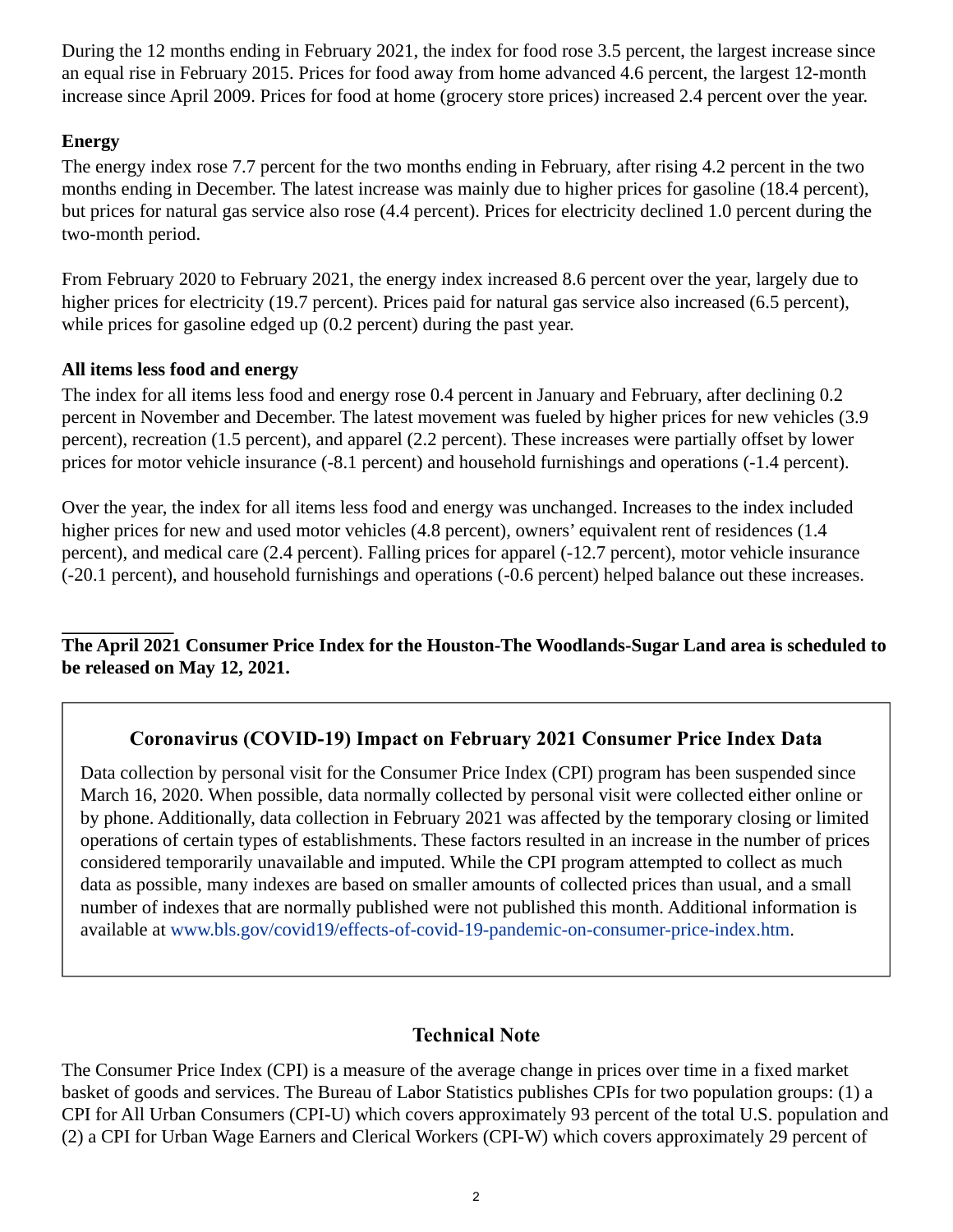During the 12 months ending in February 2021, the index for food rose 3.5 percent, the largest increase since an equal rise in February 2015. Prices for food away from home advanced 4.6 percent, the largest 12-month increase since April 2009. Prices for food at home (grocery store prices) increased 2.4 percent over the year.

**Energy**

The energy index rose 7.7 percent for the two months ending in February, after rising 4.2 percent in the two months ending in December. The latest increase was mainly due to higher prices for gasoline (18.4 percent), but prices for natural gas service also rose (4.4 percent). Prices for electricity declined 1.0 percent during the two-month period.

From February 2020 to February 2021, the energy index increased 8.6 percent over the year, largely due to higher prices for electricity (19.7 percent). Prices paid for natural gas service also increased (6.5 percent), while prices for gasoline edged up (0.2 percent) during the past year.

**All items less food and energy**

The index for all items less food and energy rose 0.4 percent in January and February, after declining 0.2 percent in November and December. The latest movement was fueled by higher prices for new vehicles (3.9 percent), recreation (1.5 percent), and apparel (2.2 percent). These increases were partially offset by lower prices for motor vehicle insurance (-8.1 percent) and household furnishings and operations (-1.4 percent).

Over the year, the index for all items less food and energy was unchanged. Increases to the index included higher prices for new and used motor vehicles (4.8 percent), owners' equivalent rent of residences (1.4 percent), and medical care (2.4 percent). Falling prices for apparel (-12.7 percent), motor vehicle insurance (-20.1 percent), and household furnishings and operations (-0.6 percent) helped balance out these increases.

---

**The April 2021 Consumer Price Index for the Houston-The Woodlands-Sugar Land area is scheduled to be released on May 12, 2021.**

### Coronavirus (COVID-19) Impact on February 2021 Consumer Price Index Data

Data collection by personal visit for the Consumer Price Index (CPI) program has been suspended since March 16, 2020. When possible, data normally collected by personal visit were collected either online or by phone. Additionally, data collection in February 2021 was affected by the temporary closing or limited operations of certain types of establishments. These factors resulted in an increase in the number of prices considered temporarily unavailable and imputed. While the CPI program attempted to collect as much data as possible, many indexes are based on smaller amounts of collected prices than usual, and a small number of indexes that are normally published were not published this month. Additional information is available at www.bls.gov/covid19/effects-of-covid-19-pandemic-on-consumer-price-index.htm.

## Technical Note

The Consumer Price Index (CPI) is a measure of the average change in prices over time in a fixed market basket of goods and services. The Bureau of Labor Statistics publishes CPIs for two population groups: (1) a CPI for All Urban Consumers (CPI-U) which covers approximately 93 percent of the total U.S. population and (2) a CPI for Urban Wage Earners and Clerical Workers (CPI-W) which covers approximately 29 percent of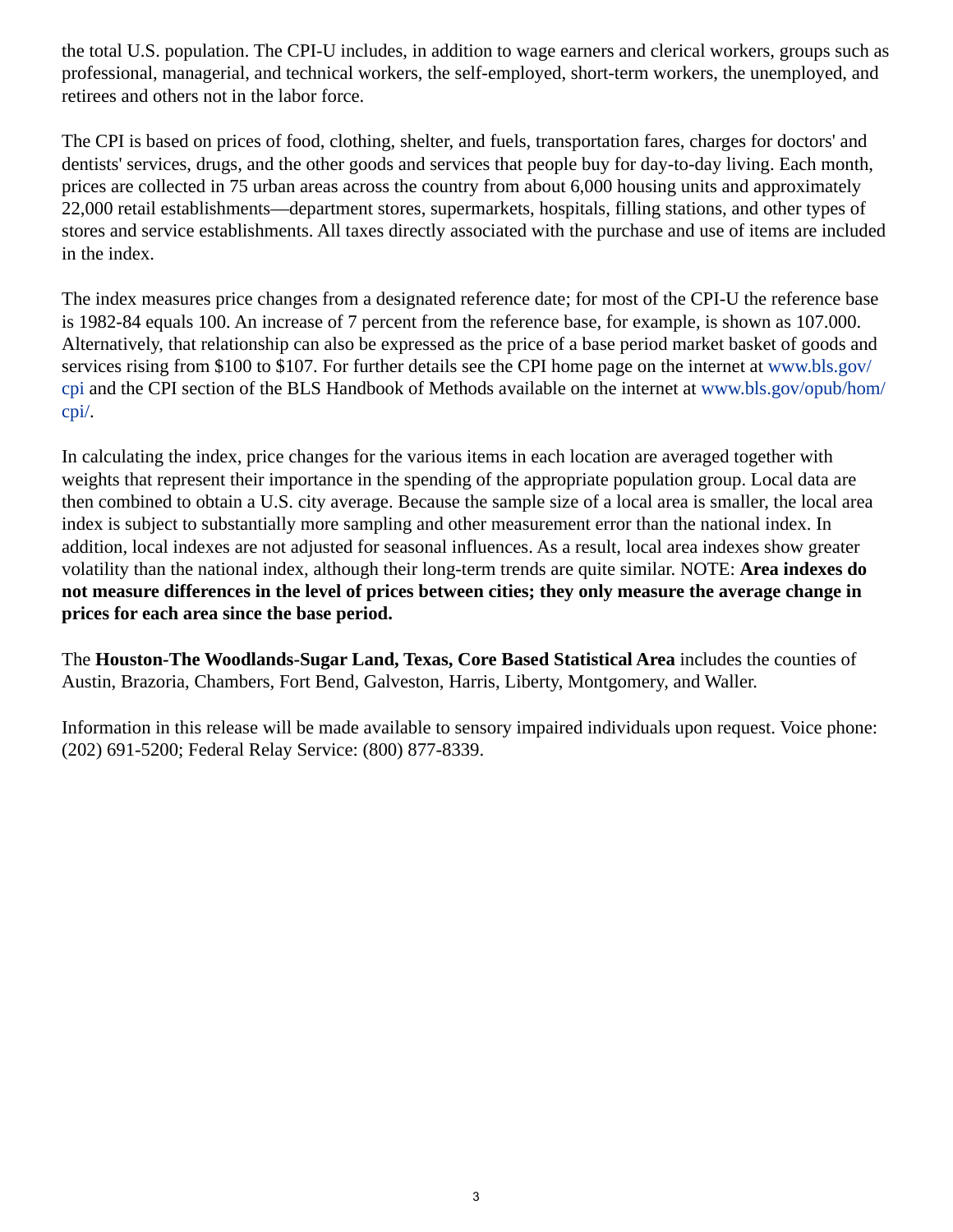the total U.S. population. The CPI-U includes, in addition to wage earners and clerical workers, groups such as professional, managerial, and technical workers, the self-employed, short-term workers, the unemployed, and retirees and others not in the labor force.

The CPI is based on prices of food, clothing, shelter, and fuels, transportation fares, charges for doctors' and dentists' services, drugs, and the other goods and services that people buy for day-to-day living. Each month, prices are collected in 75 urban areas across the country from about 6,000 housing units and approximately 22,000 retail establishments—department stores, supermarkets, hospitals, filling stations, and other types of stores and service establishments. All taxes directly associated with the purchase and use of items are included in the index.

The index measures price changes from a designated reference date; for most of the CPI-U the reference base is 1982-84 equals 100. An increase of 7 percent from the reference base, for example, is shown as 107.000. Alternatively, that relationship can also be expressed as the price of a base period market basket of goods and services rising from $100 to $107. For further details see the CPI home page on the internet at www.bls.gov/cpi and the CPI section of the BLS Handbook of Methods available on the internet at www.bls.gov/opub/hom/cpi/.

In calculating the index, price changes for the various items in each location are averaged together with weights that represent their importance in the spending of the appropriate population group. Local data are then combined to obtain a U.S. city average. Because the sample size of a local area is smaller, the local area index is subject to substantially more sampling and other measurement error than the national index. In addition, local indexes are not adjusted for seasonal influences. As a result, local area indexes show greater volatility than the national index, although their long-term trends are quite similar. NOTE: **Area indexes do not measure differences in the level of prices between cities; they only measure the average change in prices for each area since the base period.**

The **Houston-The Woodlands-Sugar Land, Texas, Core Based Statistical Area** includes the counties of Austin, Brazoria, Chambers, Fort Bend, Galveston, Harris, Liberty, Montgomery, and Waller.

Information in this release will be made available to sensory impaired individuals upon request. Voice phone: (202) 691-5200; Federal Relay Service: (800) 877-8339.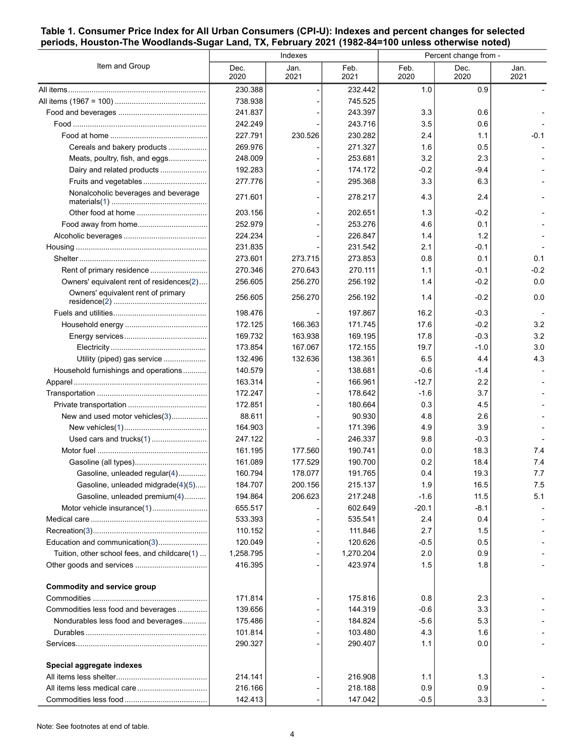**Table 1. Consumer Price Index for All Urban Consumers (CPI-U): Indexes and percent changes for selected periods, Houston-The Woodlands-Sugar Land, TX, February 2021 (1982-84=100 unless otherwise noted)**

| Item and Group | Indexes | | | Percent change from - | | |
|---|---|---|---|---|---|---|
| | Dec. 2020 | Jan. 2021 | Feb. 2021 | Feb. 2020 | Dec. 2020 | Jan. 2021 |
| All items | 230.388 | - | 232.442 | 1.0 | 0.9 | - |
| All items (1967 = 100) | 738.938 | - | 745.525 | | | |
| Food and beverages | 241.837 | - | 243.397 | 3.3 | 0.6 | - |
| Food | 242.249 | - | 243.716 | 3.5 | 0.6 | - |
| Food at home | 227.791 | 230.526 | 230.282 | 2.4 | 1.1 | -0.1 |
| Cereals and bakery products | 269.976 | - | 271.327 | 1.6 | 0.5 | - |
| Meats, poultry, fish, and eggs | 248.009 | - | 253.681 | 3.2 | 2.3 | - |
| Dairy and related products | 192.283 | - | 174.172 | -0.2 | -9.4 | - |
| Fruits and vegetables | 277.776 | - | 295.368 | 3.3 | 6.3 | - |
| Nonalcoholic beverages and beverage materials(1) | 271.601 | - | 278.217 | 4.3 | 2.4 | - |
| Other food at home | 203.156 | - | 202.651 | 1.3 | -0.2 | - |
| Food away from home | 252.979 | - | 253.276 | 4.6 | 0.1 | - |
| Alcoholic beverages | 224.234 | - | 226.847 | 1.4 | 1.2 | - |
| Housing | 231.835 | - | 231.542 | 2.1 | -0.1 | - |
| Shelter | 273.601 | 273.715 | 273.853 | 0.8 | 0.1 | 0.1 |
| Rent of primary residence | 270.346 | 270.643 | 270.111 | 1.1 | -0.1 | -0.2 |
| Owners' equivalent rent of residences(2) | 256.605 | 256.270 | 256.192 | 1.4 | -0.2 | 0.0 |
| Owners' equivalent rent of primary residence(2) | 256.605 | 256.270 | 256.192 | 1.4 | -0.2 | 0.0 |
| Fuels and utilities | 198.476 | - | 197.867 | 16.2 | -0.3 | - |
| Household energy | 172.125 | 166.363 | 171.745 | 17.6 | -0.2 | 3.2 |
| Energy services | 169.732 | 163.938 | 169.195 | 17.8 | -0.3 | 3.2 |
| Electricity | 173.854 | 167.067 | 172.155 | 19.7 | -1.0 | 3.0 |
| Utility (piped) gas service | 132.496 | 132.636 | 138.361 | 6.5 | 4.4 | 4.3 |
| Household furnishings and operations | 140.579 | - | 138.681 | -0.6 | -1.4 | - |
| Apparel | 163.314 | - | 166.961 | -12.7 | 2.2 | - |
| Transportation | 172.247 | - | 178.642 | -1.6 | 3.7 | - |
| Private transportation | 172.851 | - | 180.664 | 0.3 | 4.5 | - |
| New and used motor vehicles(3) | 88.611 | - | 90.930 | 4.8 | 2.6 | - |
| New vehicles(1) | 164.903 | - | 171.396 | 4.9 | 3.9 | - |
| Used cars and trucks(1) | 247.122 | - | 246.337 | 9.8 | -0.3 | - |
| Motor fuel | 161.195 | 177.560 | 190.741 | 0.0 | 18.3 | 7.4 |
| Gasoline (all types) | 161.089 | 177.529 | 190.700 | 0.2 | 18.4 | 7.4 |
| Gasoline, unleaded regular(4) | 160.794 | 178.077 | 191.765 | 0.4 | 19.3 | 7.7 |
| Gasoline, unleaded midgrade(4)(5) | 184.707 | 200.156 | 215.137 | 1.9 | 16.5 | 7.5 |
| Gasoline, unleaded premium(4) | 194.864 | 206.623 | 217.248 | -1.6 | 11.5 | 5.1 |
| Motor vehicle insurance(1) | 655.517 | - | 602.649 | -20.1 | -8.1 | - |
| Medical care | 533.393 | - | 535.541 | 2.4 | 0.4 | - |
| Recreation(3) | 110.152 | - | 111.846 | 2.7 | 1.5 | - |
| Education and communication(3) | 120.049 | - | 120.626 | -0.5 | 0.5 | - |
| Tuition, other school fees, and childcare(1) | 1,258.795 | - | 1,270.204 | 2.0 | 0.9 | - |
| Other goods and services | 416.395 | - | 423.974 | 1.5 | 1.8 | - |
| **Commodity and service group** | | | | | | |
| Commodities | 171.814 | - | 175.816 | 0.8 | 2.3 | - |
| Commodities less food and beverages | 139.656 | - | 144.319 | -0.6 | 3.3 | - |
| Nondurables less food and beverages | 175.486 | - | 184.824 | -5.6 | 5.3 | - |
| Durables | 101.814 | - | 103.480 | 4.3 | 1.6 | - |
| Services | 290.327 | - | 290.407 | 1.1 | 0.0 | - |
| **Special aggregate indexes** | | | | | | |
| All items less shelter | 214.141 | - | 216.908 | 1.1 | 1.3 | - |
| All items less medical care | 216.166 | - | 218.188 | 0.9 | 0.9 | - |
| Commodities less food | 142.413 | - | 147.042 | -0.5 | 3.3 | - |

Note: See footnotes at end of table.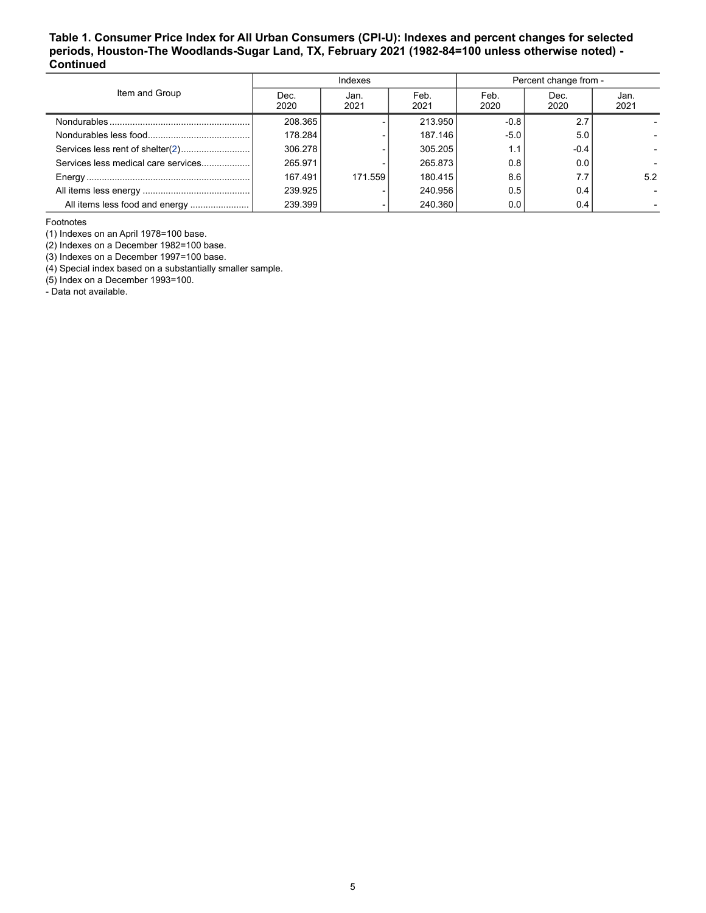**Table 1. Consumer Price Index for All Urban Consumers (CPI-U): Indexes and percent changes for selected periods, Houston-The Woodlands-Sugar Land, TX, February 2021 (1982-84=100 unless otherwise noted) - Continued**

| Item and Group | Indexes | | | Percent change from - | | |
|---|---|---|---|---|---|---|
| | Dec. 2020 | Jan. 2021 | Feb. 2021 | Feb. 2020 | Dec. 2020 | Jan. 2021 |
| Nondurables | 208.365 | - | 213.950 | -0.8 | 2.7 | - |
| Nondurables less food | 178.284 | - | 187.146 | -5.0 | 5.0 | - |
| Services less rent of shelter(2) | 306.278 | - | 305.205 | 1.1 | -0.4 | - |
| Services less medical care services | 265.971 | - | 265.873 | 0.8 | 0.0 | - |
| Energy | 167.491 | 171.559 | 180.415 | 8.6 | 7.7 | 5.2 |
| All items less energy | 239.925 | - | 240.956 | 0.5 | 0.4 | - |
| All items less food and energy | 239.399 | - | 240.360 | 0.0 | 0.4 | - |

Footnotes

(1) Indexes on an April 1978=100 base.

(2) Indexes on a December 1982=100 base.

(3) Indexes on a December 1997=100 base.

(4) Special index based on a substantially smaller sample.

(5) Index on a December 1993=100.

- Data not available.